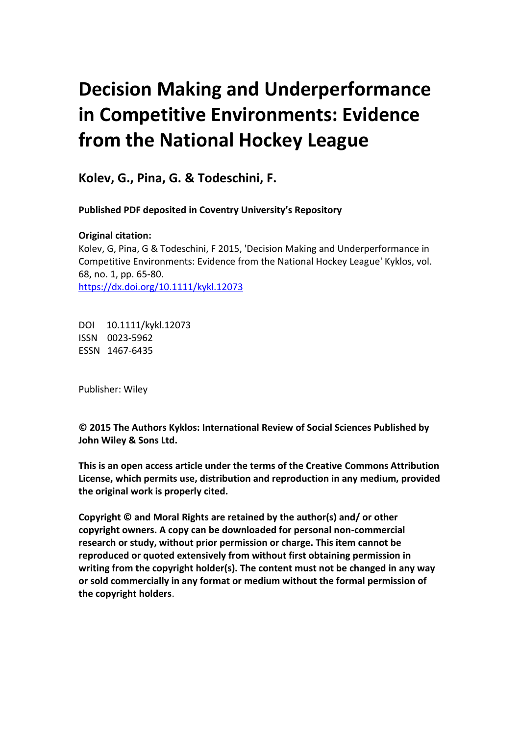# Decision Making and Underperformance in Competitive Environments: Evidence from the National Hockey League

**Kolev, G., Pina, G. & Todeschini, F.**

**Published PDF deposited in Coventry University's Repository**

**Original citation:**
Kolev, G, Pina, G & Todeschini, F 2015, 'Decision Making and Underperformance in Competitive Environments: Evidence from the National Hockey League' Kyklos, vol. 68, no. 1, pp. 65-80.
https://dx.doi.org/10.1111/kykl.12073

DOI 10.1111/kykl.12073
ISSN 0023-5962
ESSN 1467-6435

Publisher: Wiley

**© 2015 The Authors Kyklos: International Review of Social Sciences Published by John Wiley & Sons Ltd.**

**This is an open access article under the terms of the Creative Commons Attribution License, which permits use, distribution and reproduction in any medium, provided the original work is properly cited.**

**Copyright © and Moral Rights are retained by the author(s) and/ or other copyright owners. A copy can be downloaded for personal non-commercial research or study, without prior permission or charge. This item cannot be reproduced or quoted extensively from without first obtaining permission in writing from the copyright holder(s). The content must not be changed in any way or sold commercially in any format or medium without the formal permission of the copyright holders**.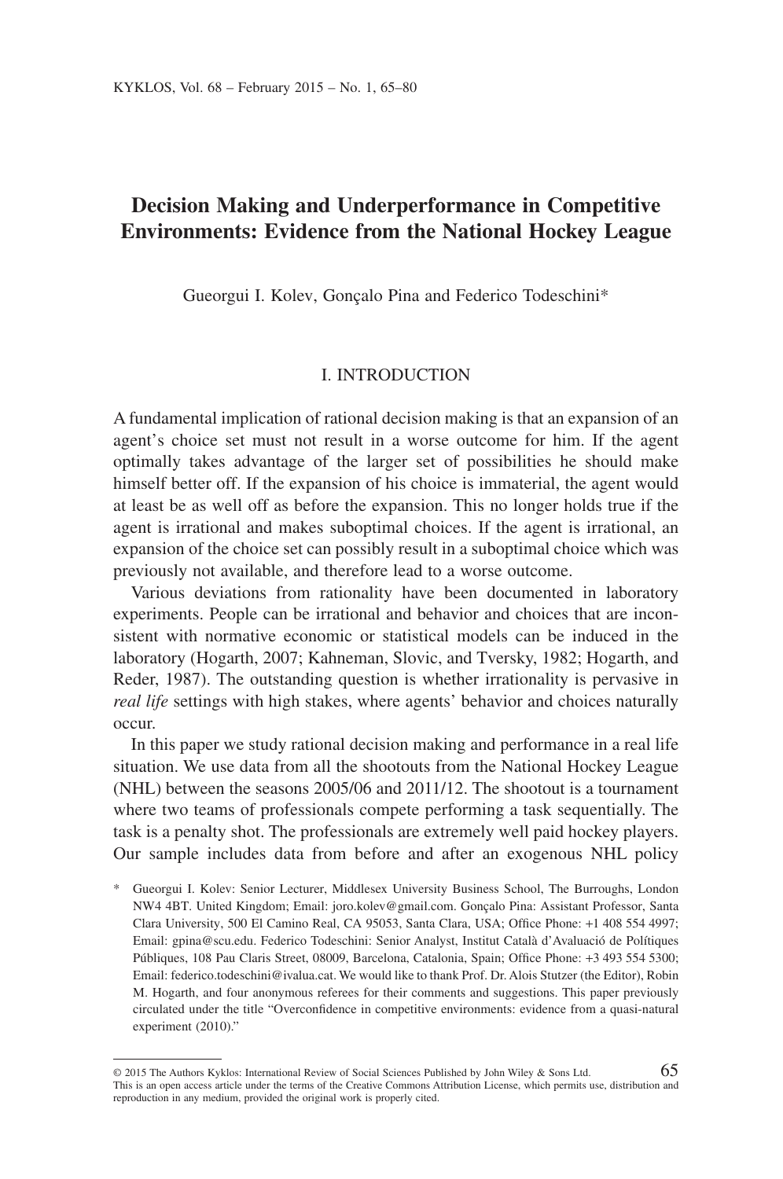# Decision Making and Underperformance in Competitive Environments: Evidence from the National Hockey League

Gueorgui I. Kolev, Gonçalo Pina and Federico Todeschini*

## I. INTRODUCTION

A fundamental implication of rational decision making is that an expansion of an agent's choice set must not result in a worse outcome for him. If the agent optimally takes advantage of the larger set of possibilities he should make himself better off. If the expansion of his choice is immaterial, the agent would at least be as well off as before the expansion. This no longer holds true if the agent is irrational and makes suboptimal choices. If the agent is irrational, an expansion of the choice set can possibly result in a suboptimal choice which was previously not available, and therefore lead to a worse outcome.

Various deviations from rationality have been documented in laboratory experiments. People can be irrational and behavior and choices that are inconsistent with normative economic or statistical models can be induced in the laboratory (Hogarth, 2007; Kahneman, Slovic, and Tversky, 1982; Hogarth, and Reder, 1987). The outstanding question is whether irrationality is pervasive in *real life* settings with high stakes, where agents' behavior and choices naturally occur.

In this paper we study rational decision making and performance in a real life situation. We use data from all the shootouts from the National Hockey League (NHL) between the seasons 2005/06 and 2011/12. The shootout is a tournament where two teams of professionals compete performing a task sequentially. The task is a penalty shot. The professionals are extremely well paid hockey players. Our sample includes data from before and after an exogenous NHL policy

\* Gueorgui I. Kolev: Senior Lecturer, Middlesex University Business School, The Burroughs, London NW4 4BT. United Kingdom; Email: joro.kolev@gmail.com. Gonçalo Pina: Assistant Professor, Santa Clara University, 500 El Camino Real, CA 95053, Santa Clara, USA; Office Phone: +1 408 554 4997; Email: gpina@scu.edu. Federico Todeschini: Senior Analyst, Institut Català d'Avaluació de Polítiques Públiques, 108 Pau Claris Street, 08009, Barcelona, Catalonia, Spain; Office Phone: +3 493 554 5300; Email: federico.todeschini@ivalua.cat. We would like to thank Prof. Dr. Alois Stutzer (the Editor), Robin M. Hogarth, and four anonymous referees for their comments and suggestions. This paper previously circulated under the title "Overconfidence in competitive environments: evidence from a quasi-natural experiment (2010)."

© 2015 The Authors Kyklos: International Review of Social Sciences Published by John Wiley & Sons Ltd. This is an open access article under the terms of the Creative Commons Attribution License, which permits use, distribution and reproduction in any medium, provided the original work is properly cited.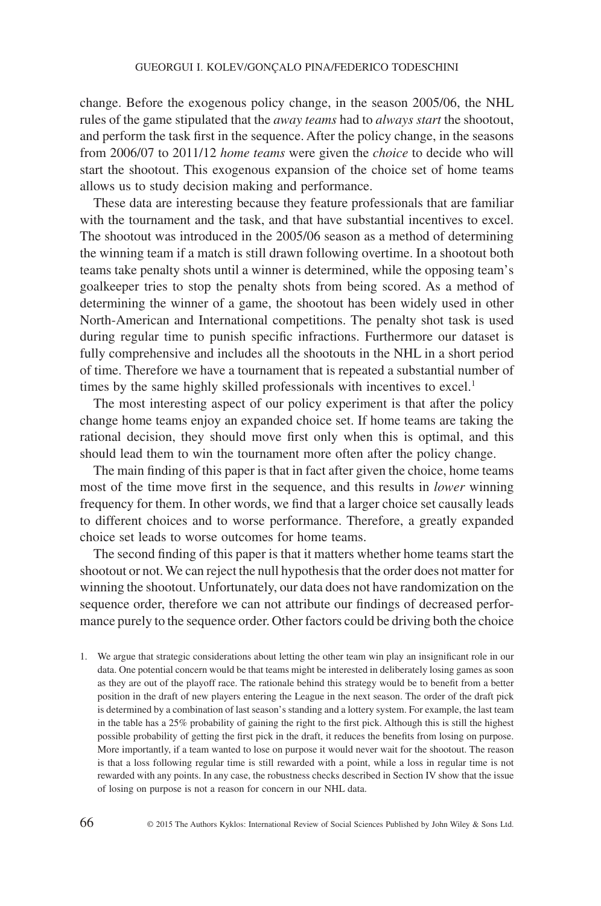change. Before the exogenous policy change, in the season 2005/06, the NHL rules of the game stipulated that the *away teams* had to *always start* the shootout, and perform the task first in the sequence. After the policy change, in the seasons from 2006/07 to 2011/12 *home teams* were given the *choice* to decide who will start the shootout. This exogenous expansion of the choice set of home teams allows us to study decision making and performance.

These data are interesting because they feature professionals that are familiar with the tournament and the task, and that have substantial incentives to excel. The shootout was introduced in the 2005/06 season as a method of determining the winning team if a match is still drawn following overtime. In a shootout both teams take penalty shots until a winner is determined, while the opposing team's goalkeeper tries to stop the penalty shots from being scored. As a method of determining the winner of a game, the shootout has been widely used in other North-American and International competitions. The penalty shot task is used during regular time to punish specific infractions. Furthermore our dataset is fully comprehensive and includes all the shootouts in the NHL in a short period of time. Therefore we have a tournament that is repeated a substantial number of times by the same highly skilled professionals with incentives to excel.[1]

The most interesting aspect of our policy experiment is that after the policy change home teams enjoy an expanded choice set. If home teams are taking the rational decision, they should move first only when this is optimal, and this should lead them to win the tournament more often after the policy change.

The main finding of this paper is that in fact after given the choice, home teams most of the time move first in the sequence, and this results in *lower* winning frequency for them. In other words, we find that a larger choice set causally leads to different choices and to worse performance. Therefore, a greatly expanded choice set leads to worse outcomes for home teams.

The second finding of this paper is that it matters whether home teams start the shootout or not. We can reject the null hypothesis that the order does not matter for winning the shootout. Unfortunately, our data does not have randomization on the sequence order, therefore we can not attribute our findings of decreased performance purely to the sequence order. Other factors could be driving both the choice

1. We argue that strategic considerations about letting the other team win play an insignificant role in our data. One potential concern would be that teams might be interested in deliberately losing games as soon as they are out of the playoff race. The rationale behind this strategy would be to benefit from a better position in the draft of new players entering the League in the next season. The order of the draft pick is determined by a combination of last season's standing and a lottery system. For example, the last team in the table has a 25% probability of gaining the right to the first pick. Although this is still the highest possible probability of getting the first pick in the draft, it reduces the benefits from losing on purpose. More importantly, if a team wanted to lose on purpose it would never wait for the shootout. The reason is that a loss following regular time is still rewarded with a point, while a loss in regular time is not rewarded with any points. In any case, the robustness checks described in Section IV show that the issue of losing on purpose is not a reason for concern in our NHL data.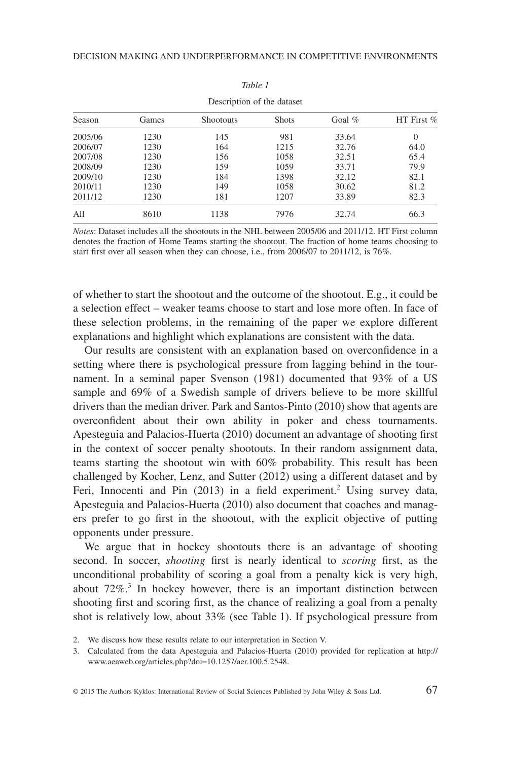*Table 1*

Description of the dataset

| Season | Games | Shootouts | Shots | Goal % | HT First % |
|---|---|---|---|---|---|
| 2005/06 | 1230 | 145 | 981 | 33.64 | 0 |
| 2006/07 | 1230 | 164 | 1215 | 32.76 | 64.0 |
| 2007/08 | 1230 | 156 | 1058 | 32.51 | 65.4 |
| 2008/09 | 1230 | 159 | 1059 | 33.71 | 79.9 |
| 2009/10 | 1230 | 184 | 1398 | 32.12 | 82.1 |
| 2010/11 | 1230 | 149 | 1058 | 30.62 | 81.2 |
| 2011/12 | 1230 | 181 | 1207 | 33.89 | 82.3 |
| All | 8610 | 1138 | 7976 | 32.74 | 66.3 |

*Notes*: Dataset includes all the shootouts in the NHL between 2005/06 and 2011/12. HT First column denotes the fraction of Home Teams starting the shootout. The fraction of home teams choosing to start first over all season when they can choose, i.e., from 2006/07 to 2011/12, is 76%.

of whether to start the shootout and the outcome of the shootout. E.g., it could be a selection effect – weaker teams choose to start and lose more often. In face of these selection problems, in the remaining of the paper we explore different explanations and highlight which explanations are consistent with the data.

Our results are consistent with an explanation based on overconfidence in a setting where there is psychological pressure from lagging behind in the tournament. In a seminal paper Svenson (1981) documented that 93% of a US sample and 69% of a Swedish sample of drivers believe to be more skillful drivers than the median driver. Park and Santos-Pinto (2010) show that agents are overconfident about their own ability in poker and chess tournaments. Apesteguia and Palacios-Huerta (2010) document an advantage of shooting first in the context of soccer penalty shootouts. In their random assignment data, teams starting the shootout win with 60% probability. This result has been challenged by Kocher, Lenz, and Sutter (2012) using a different dataset and by Feri, Innocenti and Pin (2013) in a field experiment.[2] Using survey data, Apesteguia and Palacios-Huerta (2010) also document that coaches and managers prefer to go first in the shootout, with the explicit objective of putting opponents under pressure.

We argue that in hockey shootouts there is an advantage of shooting second. In soccer, *shooting* first is nearly identical to *scoring* first, as the unconditional probability of scoring a goal from a penalty kick is very high, about 72%.[3] In hockey however, there is an important distinction between shooting first and scoring first, as the chance of realizing a goal from a penalty shot is relatively low, about 33% (see Table 1). If psychological pressure from

2. We discuss how these results relate to our interpretation in Section V.

3. Calculated from the data Apesteguia and Palacios-Huerta (2010) provided for replication at http://www.aeaweb.org/articles.php?doi=10.1257/aer.100.5.2548.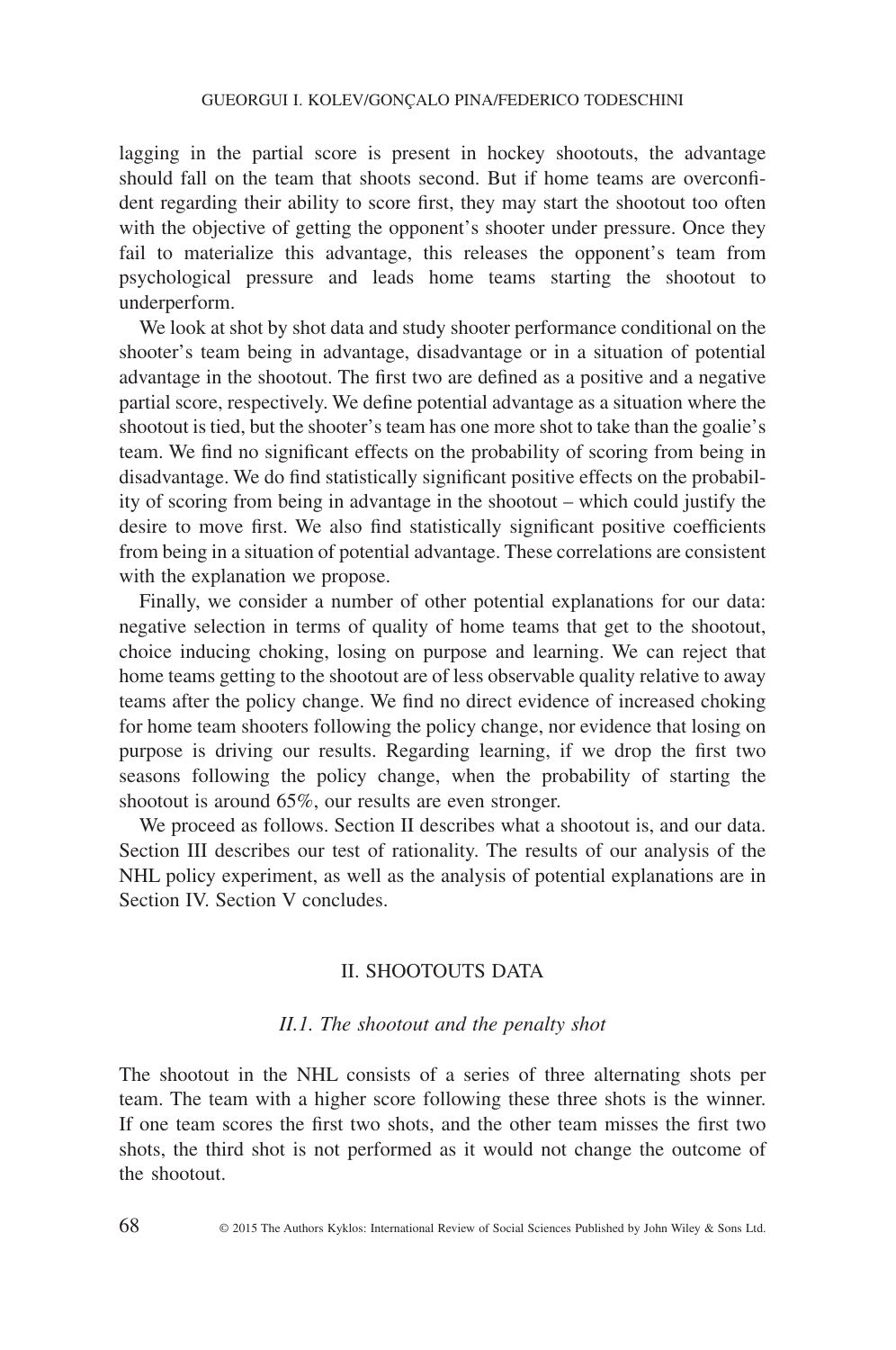lagging in the partial score is present in hockey shootouts, the advantage should fall on the team that shoots second. But if home teams are overconfident regarding their ability to score first, they may start the shootout too often with the objective of getting the opponent's shooter under pressure. Once they fail to materialize this advantage, this releases the opponent's team from psychological pressure and leads home teams starting the shootout to underperform.

We look at shot by shot data and study shooter performance conditional on the shooter's team being in advantage, disadvantage or in a situation of potential advantage in the shootout. The first two are defined as a positive and a negative partial score, respectively. We define potential advantage as a situation where the shootout is tied, but the shooter's team has one more shot to take than the goalie's team. We find no significant effects on the probability of scoring from being in disadvantage. We do find statistically significant positive effects on the probability of scoring from being in advantage in the shootout – which could justify the desire to move first. We also find statistically significant positive coefficients from being in a situation of potential advantage. These correlations are consistent with the explanation we propose.

Finally, we consider a number of other potential explanations for our data: negative selection in terms of quality of home teams that get to the shootout, choice inducing choking, losing on purpose and learning. We can reject that home teams getting to the shootout are of less observable quality relative to away teams after the policy change. We find no direct evidence of increased choking for home team shooters following the policy change, nor evidence that losing on purpose is driving our results. Regarding learning, if we drop the first two seasons following the policy change, when the probability of starting the shootout is around 65%, our results are even stronger.

We proceed as follows. Section II describes what a shootout is, and our data. Section III describes our test of rationality. The results of our analysis of the NHL policy experiment, as well as the analysis of potential explanations are in Section IV. Section V concludes.

## II. SHOOTOUTS DATA

### *II.1. The shootout and the penalty shot*

The shootout in the NHL consists of a series of three alternating shots per team. The team with a higher score following these three shots is the winner. If one team scores the first two shots, and the other team misses the first two shots, the third shot is not performed as it would not change the outcome of the shootout.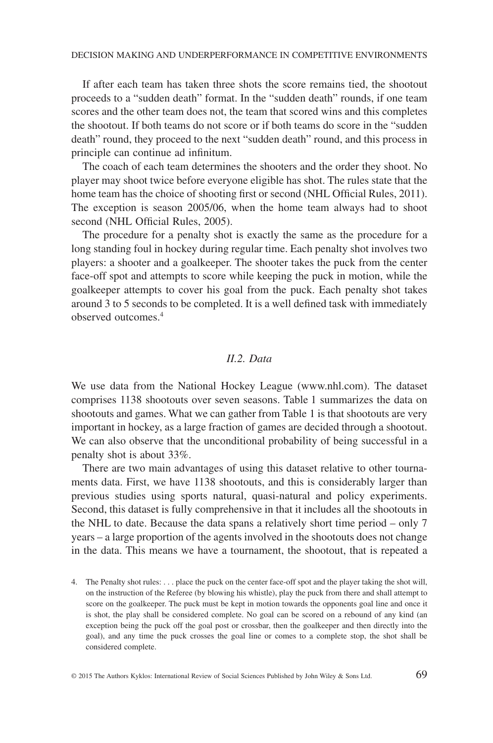If after each team has taken three shots the score remains tied, the shootout proceeds to a "sudden death" format. In the "sudden death" rounds, if one team scores and the other team does not, the team that scored wins and this completes the shootout. If both teams do not score or if both teams do score in the "sudden death" round, they proceed to the next "sudden death" round, and this process in principle can continue ad infinitum.

The coach of each team determines the shooters and the order they shoot. No player may shoot twice before everyone eligible has shot. The rules state that the home team has the choice of shooting first or second (NHL Official Rules, 2011). The exception is season 2005/06, when the home team always had to shoot second (NHL Official Rules, 2005).

The procedure for a penalty shot is exactly the same as the procedure for a long standing foul in hockey during regular time. Each penalty shot involves two players: a shooter and a goalkeeper. The shooter takes the puck from the center face-off spot and attempts to score while keeping the puck in motion, while the goalkeeper attempts to cover his goal from the puck. Each penalty shot takes around 3 to 5 seconds to be completed. It is a well defined task with immediately observed outcomes.[4]

### *II.2. Data*

We use data from the National Hockey League (www.nhl.com). The dataset comprises 1138 shootouts over seven seasons. Table 1 summarizes the data on shootouts and games. What we can gather from Table 1 is that shootouts are very important in hockey, as a large fraction of games are decided through a shootout. We can also observe that the unconditional probability of being successful in a penalty shot is about 33%.

There are two main advantages of using this dataset relative to other tournaments data. First, we have 1138 shootouts, and this is considerably larger than previous studies using sports natural, quasi-natural and policy experiments. Second, this dataset is fully comprehensive in that it includes all the shootouts in the NHL to date. Because the data spans a relatively short time period – only 7 years – a large proportion of the agents involved in the shootouts does not change in the data. This means we have a tournament, the shootout, that is repeated a

4. The Penalty shot rules: . . . place the puck on the center face-off spot and the player taking the shot will, on the instruction of the Referee (by blowing his whistle), play the puck from there and shall attempt to score on the goalkeeper. The puck must be kept in motion towards the opponents goal line and once it is shot, the play shall be considered complete. No goal can be scored on a rebound of any kind (an exception being the puck off the goal post or crossbar, then the goalkeeper and then directly into the goal), and any time the puck crosses the goal line or comes to a complete stop, the shot shall be considered complete.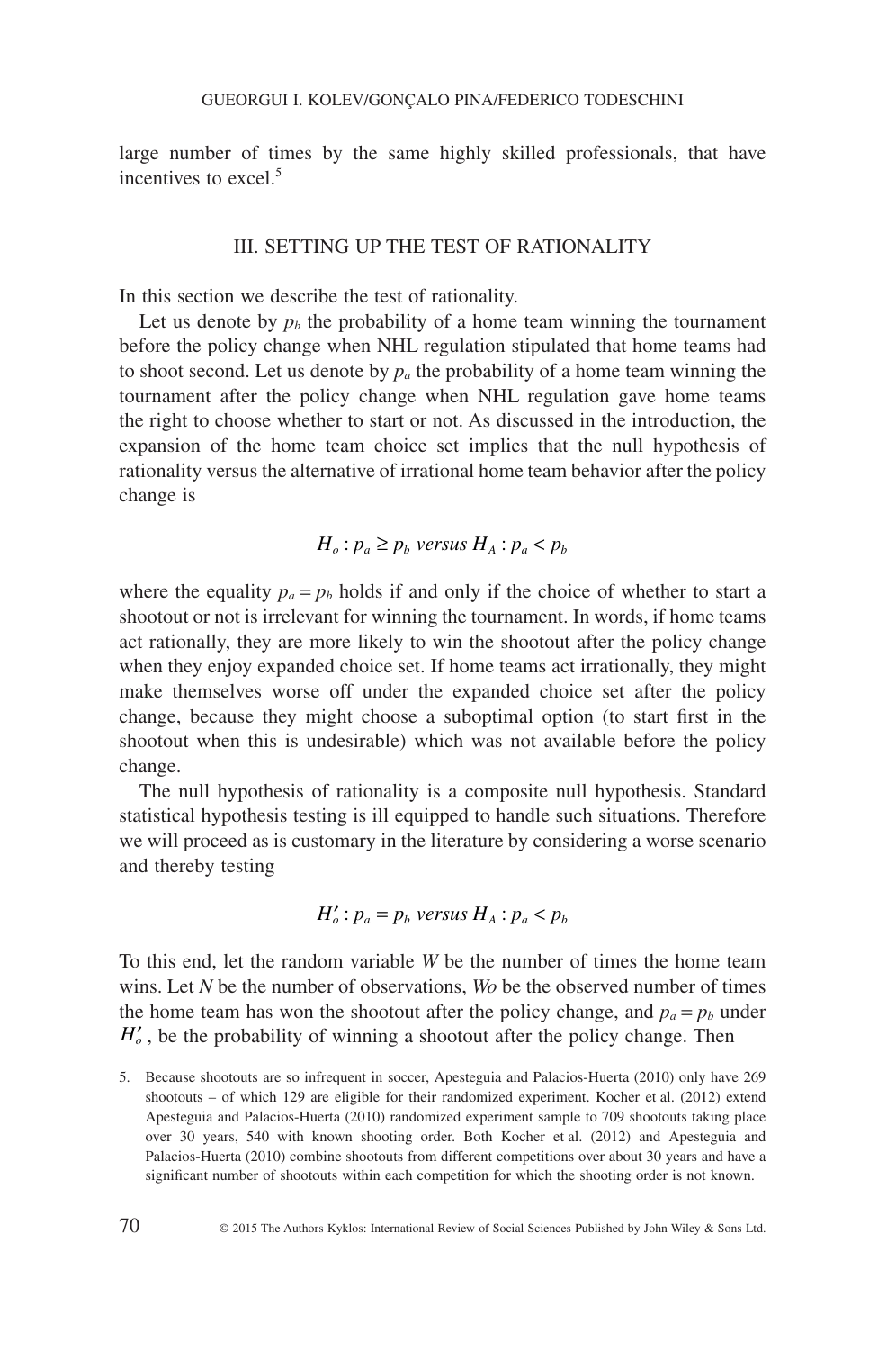large number of times by the same highly skilled professionals, that have incentives to excel.[5]

## III. SETTING UP THE TEST OF RATIONALITY

In this section we describe the test of rationality.

Let us denote by $p_b$ the probability of a home team winning the tournament before the policy change when NHL regulation stipulated that home teams had to shoot second. Let us denote by $p_a$ the probability of a home team winning the tournament after the policy change when NHL regulation gave home teams the right to choose whether to start or not. As discussed in the introduction, the expansion of the home team choice set implies that the null hypothesis of rationality versus the alternative of irrational home team behavior after the policy change is

$$H_o : p_a \geq p_b \textit{ versus } H_A : p_a < p_b$$

where the equality $p_a = p_b$ holds if and only if the choice of whether to start a shootout or not is irrelevant for winning the tournament. In words, if home teams act rationally, they are more likely to win the shootout after the policy change when they enjoy expanded choice set. If home teams act irrationally, they might make themselves worse off under the expanded choice set after the policy change, because they might choose a suboptimal option (to start first in the shootout when this is undesirable) which was not available before the policy change.

The null hypothesis of rationality is a composite null hypothesis. Standard statistical hypothesis testing is ill equipped to handle such situations. Therefore we will proceed as is customary in the literature by considering a worse scenario and thereby testing

$$H_o' : p_a = p_b \textit{ versus } H_A : p_a < p_b$$

To this end, let the random variable $W$ be the number of times the home team wins. Let $N$ be the number of observations, $Wo$ be the observed number of times the home team has won the shootout after the policy change, and $p_a = p_b$ under $H_o'$, be the probability of winning a shootout after the policy change. Then

5. Because shootouts are so infrequent in soccer, Apesteguia and Palacios-Huerta (2010) only have 269 shootouts – of which 129 are eligible for their randomized experiment. Kocher et al. (2012) extend Apesteguia and Palacios-Huerta (2010) randomized experiment sample to 709 shootouts taking place over 30 years, 540 with known shooting order. Both Kocher et al. (2012) and Apesteguia and Palacios-Huerta (2010) combine shootouts from different competitions over about 30 years and have a significant number of shootouts within each competition for which the shooting order is not known.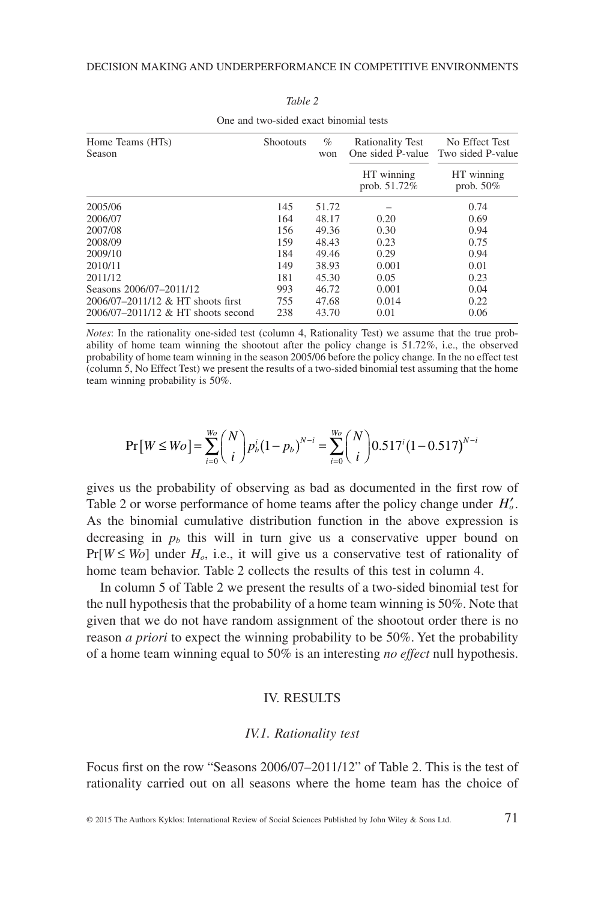*Table 2*

One and two-sided exact binomial tests

| Home Teams (HTs) Season | Shootouts | % won | Rationality Test One sided P-value | No Effect Test Two sided P-value |
|---|---|---|---|---|
| | | | HT winning prob. 51.72% | HT winning prob. 50% |
| 2005/06 | 145 | 51.72 | – | 0.74 |
| 2006/07 | 164 | 48.17 | 0.20 | 0.69 |
| 2007/08 | 156 | 49.36 | 0.30 | 0.94 |
| 2008/09 | 159 | 48.43 | 0.23 | 0.75 |
| 2009/10 | 184 | 49.46 | 0.29 | 0.94 |
| 2010/11 | 149 | 38.93 | 0.001 | 0.01 |
| 2011/12 | 181 | 45.30 | 0.05 | 0.23 |
| Seasons 2006/07–2011/12 | 993 | 46.72 | 0.001 | 0.04 |
| 2006/07–2011/12 & HT shoots first | 755 | 47.68 | 0.014 | 0.22 |
| 2006/07–2011/12 & HT shoots second | 238 | 43.70 | 0.01 | 0.06 |

*Notes*: In the rationality one-sided test (column 4, Rationality Test) we assume that the true probability of home team winning the shootout after the policy change is 51.72%, i.e., the observed probability of home team winning in the season 2005/06 before the policy change. In the no effect test (column 5, No Effect Test) we present the results of a two-sided binomial test assuming that the home team winning probability is 50%.

$$\Pr[W \le Wo] = \sum_{i=0}^{Wo} \binom{N}{i} p_b^i (1-p_b)^{N-i} = \sum_{i=0}^{Wo} \binom{N}{i} 0.517^i (1-0.517)^{N-i}$$

gives us the probability of observing as bad as documented in the first row of Table 2 or worse performance of home teams after the policy change under $H_o'$. As the binomial cumulative distribution function in the above expression is decreasing in $p_b$ this will in turn give us a conservative upper bound on $\Pr[W \le Wo]$ under $H_o$, i.e., it will give us a conservative test of rationality of home team behavior. Table 2 collects the results of this test in column 4.

In column 5 of Table 2 we present the results of a two-sided binomial test for the null hypothesis that the probability of a home team winning is 50%. Note that given that we do not have random assignment of the shootout order there is no reason *a priori* to expect the winning probability to be 50%. Yet the probability of a home team winning equal to 50% is an interesting *no effect* null hypothesis.

## IV. RESULTS

### *IV.1. Rationality test*

Focus first on the row "Seasons 2006/07–2011/12" of Table 2. This is the test of rationality carried out on all seasons where the home team has the choice of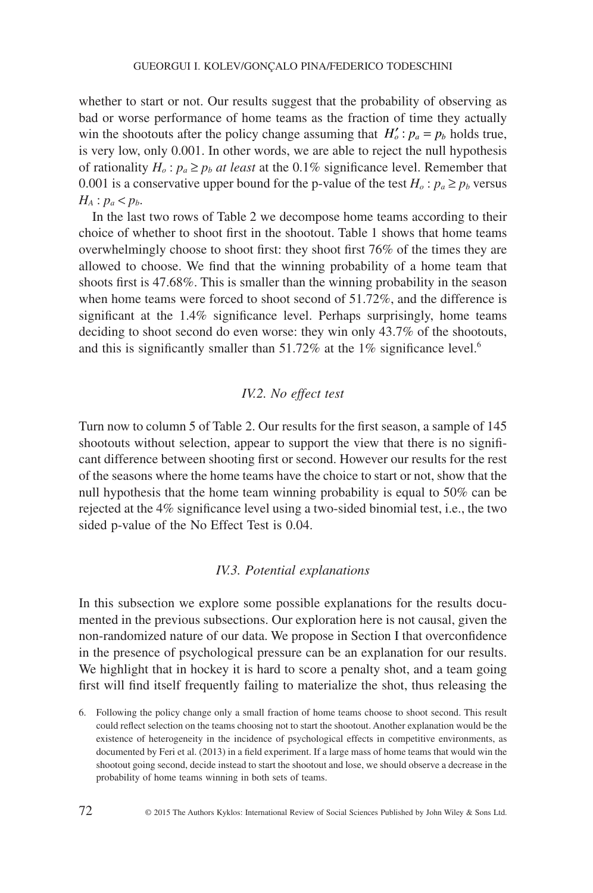whether to start or not. Our results suggest that the probability of observing as bad or worse performance of home teams as the fraction of time they actually win the shootouts after the policy change assuming that $H_o' : p_a = p_b$ holds true, is very low, only 0.001. In other words, we are able to reject the null hypothesis of rationality $H_o : p_a \geq p_b$ *at least* at the 0.1% significance level. Remember that 0.001 is a conservative upper bound for the p-value of the test $H_o : p_a \geq p_b$ versus $H_A : p_a < p_b$.

In the last two rows of Table 2 we decompose home teams according to their choice of whether to shoot first in the shootout. Table 1 shows that home teams overwhelmingly choose to shoot first: they shoot first 76% of the times they are allowed to choose. We find that the winning probability of a home team that shoots first is 47.68%. This is smaller than the winning probability in the season when home teams were forced to shoot second of 51.72%, and the difference is significant at the 1.4% significance level. Perhaps surprisingly, home teams deciding to shoot second do even worse: they win only 43.7% of the shootouts, and this is significantly smaller than 51.72% at the 1% significance level.[6]

### *IV.2. No effect test*

Turn now to column 5 of Table 2. Our results for the first season, a sample of 145 shootouts without selection, appear to support the view that there is no significant difference between shooting first or second. However our results for the rest of the seasons where the home teams have the choice to start or not, show that the null hypothesis that the home team winning probability is equal to 50% can be rejected at the 4% significance level using a two-sided binomial test, i.e., the two sided p-value of the No Effect Test is 0.04.

### *IV.3. Potential explanations*

In this subsection we explore some possible explanations for the results documented in the previous subsections. Our exploration here is not causal, given the non-randomized nature of our data. We propose in Section I that overconfidence in the presence of psychological pressure can be an explanation for our results. We highlight that in hockey it is hard to score a penalty shot, and a team going first will find itself frequently failing to materialize the shot, thus releasing the

6. Following the policy change only a small fraction of home teams choose to shoot second. This result could reflect selection on the teams choosing not to start the shootout. Another explanation would be the existence of heterogeneity in the incidence of psychological effects in competitive environments, as documented by Feri et al. (2013) in a field experiment. If a large mass of home teams that would win the shootout going second, decide instead to start the shootout and lose, we should observe a decrease in the probability of home teams winning in both sets of teams.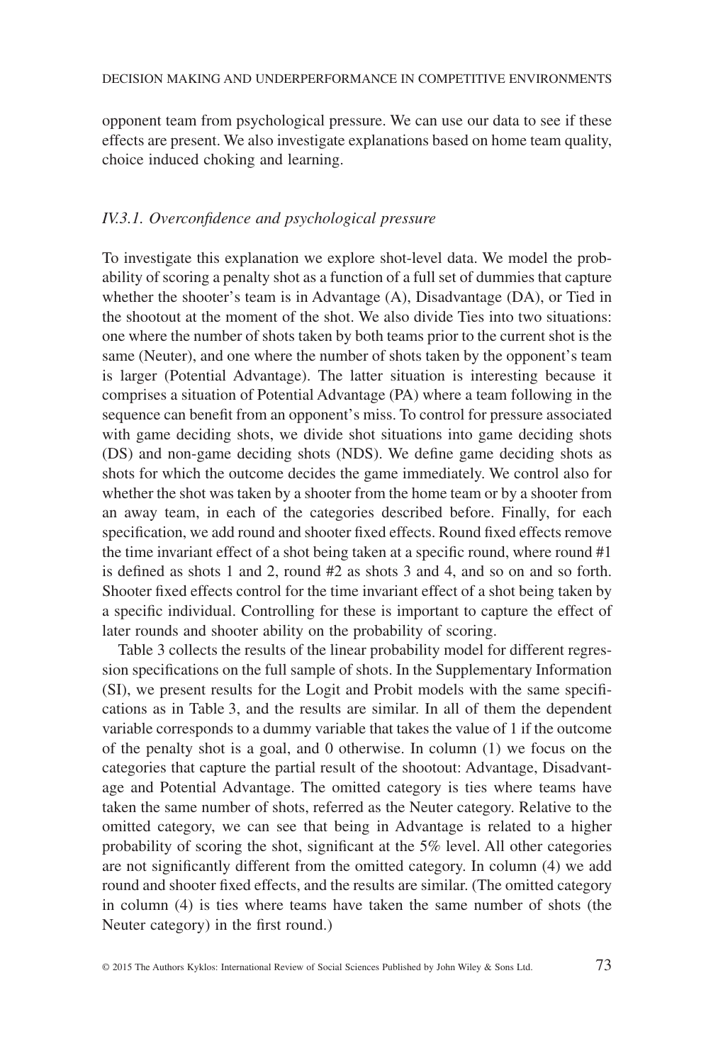opponent team from psychological pressure. We can use our data to see if these effects are present. We also investigate explanations based on home team quality, choice induced choking and learning.

### *IV.3.1. Overconfidence and psychological pressure*

To investigate this explanation we explore shot-level data. We model the probability of scoring a penalty shot as a function of a full set of dummies that capture whether the shooter's team is in Advantage (A), Disadvantage (DA), or Tied in the shootout at the moment of the shot. We also divide Ties into two situations: one where the number of shots taken by both teams prior to the current shot is the same (Neuter), and one where the number of shots taken by the opponent's team is larger (Potential Advantage). The latter situation is interesting because it comprises a situation of Potential Advantage (PA) where a team following in the sequence can benefit from an opponent's miss. To control for pressure associated with game deciding shots, we divide shot situations into game deciding shots (DS) and non-game deciding shots (NDS). We define game deciding shots as shots for which the outcome decides the game immediately. We control also for whether the shot was taken by a shooter from the home team or by a shooter from an away team, in each of the categories described before. Finally, for each specification, we add round and shooter fixed effects. Round fixed effects remove the time invariant effect of a shot being taken at a specific round, where round #1 is defined as shots 1 and 2, round #2 as shots 3 and 4, and so on and so forth. Shooter fixed effects control for the time invariant effect of a shot being taken by a specific individual. Controlling for these is important to capture the effect of later rounds and shooter ability on the probability of scoring.

Table 3 collects the results of the linear probability model for different regression specifications on the full sample of shots. In the Supplementary Information (SI), we present results for the Logit and Probit models with the same specifications as in Table 3, and the results are similar. In all of them the dependent variable corresponds to a dummy variable that takes the value of 1 if the outcome of the penalty shot is a goal, and 0 otherwise. In column (1) we focus on the categories that capture the partial result of the shootout: Advantage, Disadvantage and Potential Advantage. The omitted category is ties where teams have taken the same number of shots, referred as the Neuter category. Relative to the omitted category, we can see that being in Advantage is related to a higher probability of scoring the shot, significant at the 5% level. All other categories are not significantly different from the omitted category. In column (4) we add round and shooter fixed effects, and the results are similar. (The omitted category in column (4) is ties where teams have taken the same number of shots (the Neuter category) in the first round.)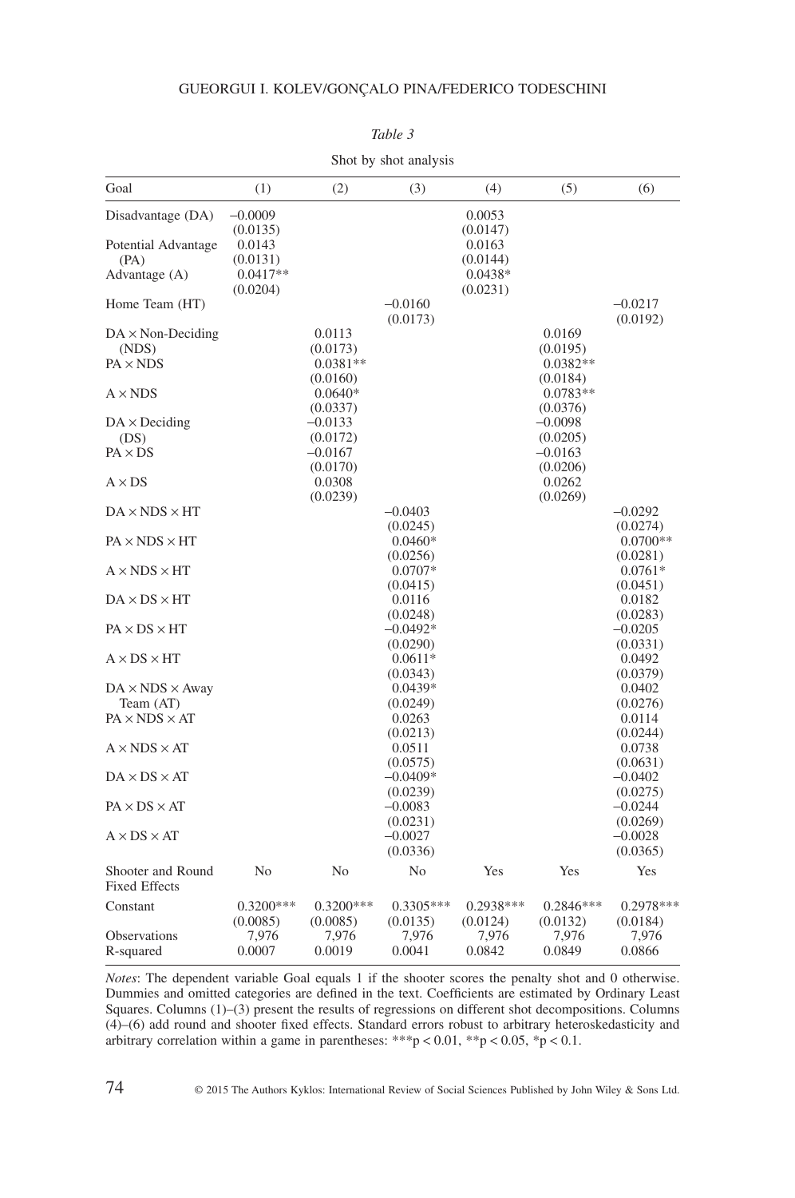*Table 3*

Shot by shot analysis

| Goal | (1) | (2) | (3) | (4) | (5) | (6) |
|---|---|---|---|---|---|---|
| Disadvantage (DA) | –0.0009 | | | 0.0053 | | |
| | (0.0135) | | | (0.0147) | | |
| Potential Advantage (PA) | 0.0143 | | | 0.0163 | | |
| | (0.0131) | | | (0.0144) | | |
| Advantage (A) | 0.0417** | | | 0.0438* | | |
| | (0.0204) | | | (0.0231) | | |
| Home Team (HT) | | | –0.0160 | | | –0.0217 |
| | | | (0.0173) | | | (0.0192) |
| DA × Non-Deciding (NDS) | | 0.0113 | | | 0.0169 | |
| | | (0.0173) | | | (0.0195) | |
| PA × NDS | | 0.0381** | | | 0.0382** | |
| | | (0.0160) | | | (0.0184) | |
| A × NDS | | 0.0640* | | | 0.0783** | |
| | | (0.0337) | | | (0.0376) | |
| DA × Deciding (DS) | | –0.0133 | | | –0.0098 | |
| | | (0.0172) | | | (0.0205) | |
| PA × DS | | –0.0167 | | | –0.0163 | |
| | | (0.0170) | | | (0.0206) | |
| A × DS | | 0.0308 | | | 0.0262 | |
| | | (0.0239) | | | (0.0269) | |
| DA × NDS × HT | | | –0.0403 | | | –0.0292 |
| | | | (0.0245) | | | (0.0274) |
| PA × NDS × HT | | | 0.0460* | | | 0.0700** |
| | | | (0.0256) | | | (0.0281) |
| A × NDS × HT | | | 0.0707* | | | 0.0761* |
| | | | (0.0415) | | | (0.0451) |
| DA × DS × HT | | | 0.0116 | | | 0.0182 |
| | | | (0.0248) | | | (0.0283) |
| PA × DS × HT | | | –0.0492* | | | –0.0205 |
| | | | (0.0290) | | | (0.0331) |
| A × DS × HT | | | 0.0611* | | | 0.0492 |
| | | | (0.0343) | | | (0.0379) |
| DA × NDS × Away Team (AT) | | | 0.0439* | | | 0.0402 |
| | | | (0.0249) | | | (0.0276) |
| PA × NDS × AT | | | 0.0263 | | | 0.0114 |
| | | | (0.0213) | | | (0.0244) |
| A × NDS × AT | | | 0.0511 | | | 0.0738 |
| | | | (0.0575) | | | (0.0631) |
| DA × DS × AT | | | –0.0409* | | | –0.0402 |
| | | | (0.0239) | | | (0.0275) |
| PA × DS × AT | | | –0.0083 | | | –0.0244 |
| | | | (0.0231) | | | (0.0269) |
| A × DS × AT | | | –0.0027 | | | –0.0028 |
| | | | (0.0336) | | | (0.0365) |
| Shooter and Round Fixed Effects | No | No | No | Yes | Yes | Yes |
| Constant | 0.3200*** | 0.3200*** | 0.3305*** | 0.2938*** | 0.2846*** | 0.2978*** |
| | (0.0085) | (0.0085) | (0.0135) | (0.0124) | (0.0132) | (0.0184) |
| Observations | 7,976 | 7,976 | 7,976 | 7,976 | 7,976 | 7,976 |
| R-squared | 0.0007 | 0.0019 | 0.0041 | 0.0842 | 0.0849 | 0.0866 |

*Notes*: The dependent variable Goal equals 1 if the shooter scores the penalty shot and 0 otherwise. Dummies and omitted categories are defined in the text. Coefficients are estimated by Ordinary Least Squares. Columns (1)–(3) present the results of regressions on different shot decompositions. Columns (4)–(6) add round and shooter fixed effects. Standard errors robust to arbitrary heteroskedasticity and arbitrary correlation within a game in parentheses: ***$p < 0.01$, **$p < 0.05$, *$p < 0.1$.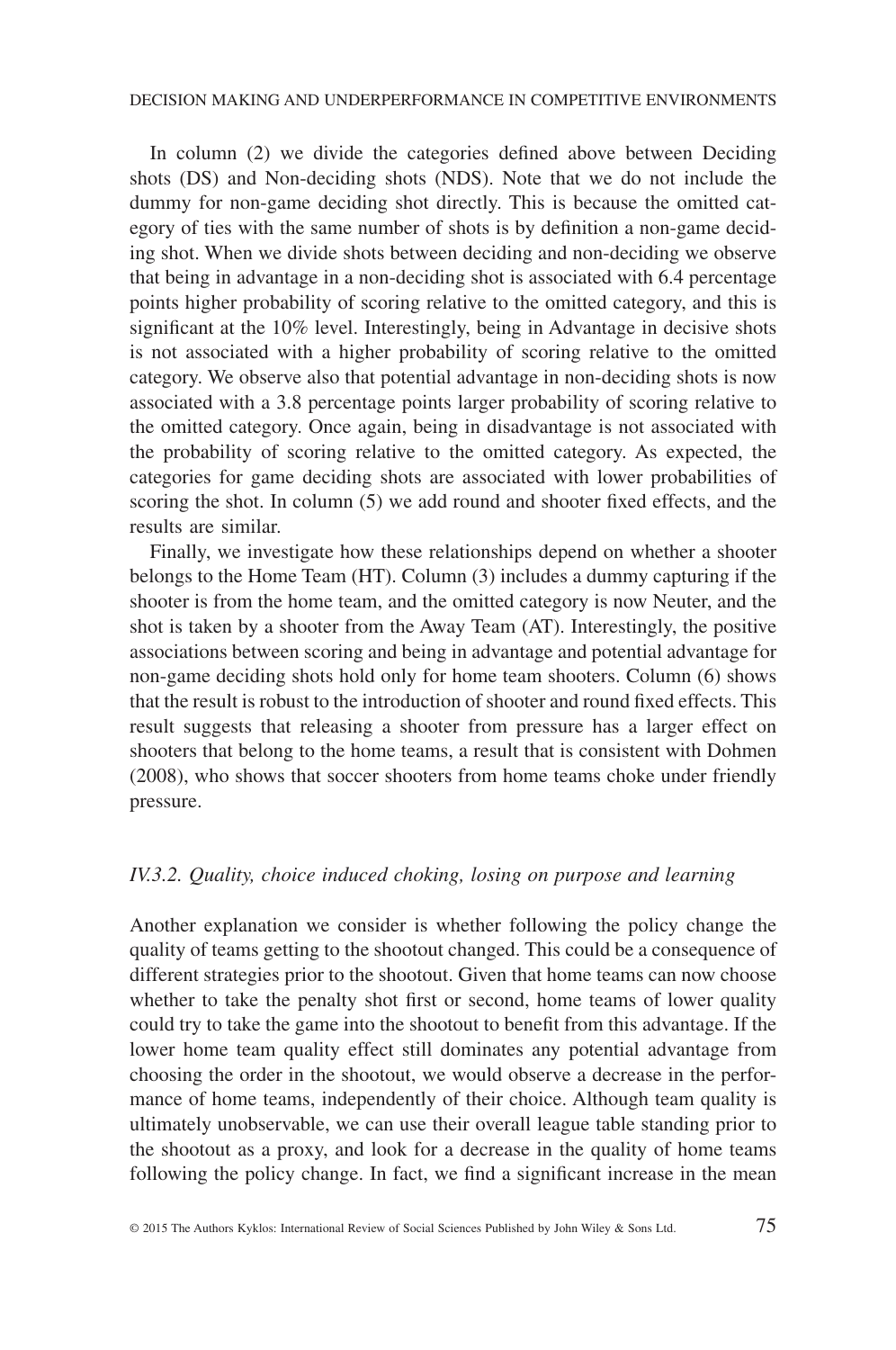In column (2) we divide the categories defined above between Deciding shots (DS) and Non-deciding shots (NDS). Note that we do not include the dummy for non-game deciding shot directly. This is because the omitted category of ties with the same number of shots is by definition a non-game deciding shot. When we divide shots between deciding and non-deciding we observe that being in advantage in a non-deciding shot is associated with 6.4 percentage points higher probability of scoring relative to the omitted category, and this is significant at the 10% level. Interestingly, being in Advantage in decisive shots is not associated with a higher probability of scoring relative to the omitted category. We observe also that potential advantage in non-deciding shots is now associated with a 3.8 percentage points larger probability of scoring relative to the omitted category. Once again, being in disadvantage is not associated with the probability of scoring relative to the omitted category. As expected, the categories for game deciding shots are associated with lower probabilities of scoring the shot. In column (5) we add round and shooter fixed effects, and the results are similar.

Finally, we investigate how these relationships depend on whether a shooter belongs to the Home Team (HT). Column (3) includes a dummy capturing if the shooter is from the home team, and the omitted category is now Neuter, and the shot is taken by a shooter from the Away Team (AT). Interestingly, the positive associations between scoring and being in advantage and potential advantage for non-game deciding shots hold only for home team shooters. Column (6) shows that the result is robust to the introduction of shooter and round fixed effects. This result suggests that releasing a shooter from pressure has a larger effect on shooters that belong to the home teams, a result that is consistent with Dohmen (2008), who shows that soccer shooters from home teams choke under friendly pressure.

### *IV.3.2. Quality, choice induced choking, losing on purpose and learning*

Another explanation we consider is whether following the policy change the quality of teams getting to the shootout changed. This could be a consequence of different strategies prior to the shootout. Given that home teams can now choose whether to take the penalty shot first or second, home teams of lower quality could try to take the game into the shootout to benefit from this advantage. If the lower home team quality effect still dominates any potential advantage from choosing the order in the shootout, we would observe a decrease in the performance of home teams, independently of their choice. Although team quality is ultimately unobservable, we can use their overall league table standing prior to the shootout as a proxy, and look for a decrease in the quality of home teams following the policy change. In fact, we find a significant increase in the mean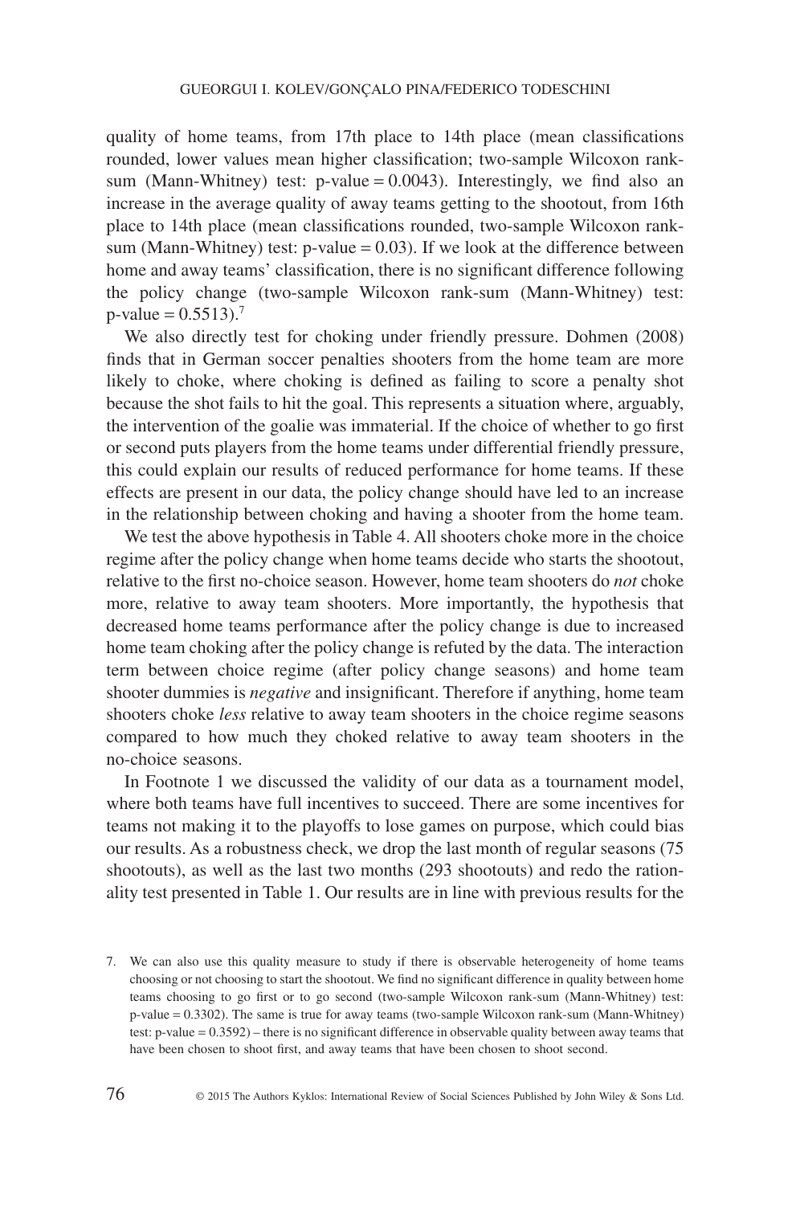quality of home teams, from 17th place to 14th place (mean classifications rounded, lower values mean higher classification; two-sample Wilcoxon rank-sum (Mann-Whitney) test: p-value = 0.0043). Interestingly, we find also an increase in the average quality of away teams getting to the shootout, from 16th place to 14th place (mean classifications rounded, two-sample Wilcoxon rank-sum (Mann-Whitney) test: p-value = 0.03). If we look at the difference between home and away teams' classification, there is no significant difference following the policy change (two-sample Wilcoxon rank-sum (Mann-Whitney) test: p-value = 0.5513).[7]

We also directly test for choking under friendly pressure. Dohmen (2008) finds that in German soccer penalties shooters from the home team are more likely to choke, where choking is defined as failing to score a penalty shot because the shot fails to hit the goal. This represents a situation where, arguably, the intervention of the goalie was immaterial. If the choice of whether to go first or second puts players from the home teams under differential friendly pressure, this could explain our results of reduced performance for home teams. If these effects are present in our data, the policy change should have led to an increase in the relationship between choking and having a shooter from the home team.

We test the above hypothesis in Table 4. All shooters choke more in the choice regime after the policy change when home teams decide who starts the shootout, relative to the first no-choice season. However, home team shooters do *not* choke more, relative to away team shooters. More importantly, the hypothesis that decreased home teams performance after the policy change is due to increased home team choking after the policy change is refuted by the data. The interaction term between choice regime (after policy change seasons) and home team shooter dummies is *negative* and insignificant. Therefore if anything, home team shooters choke *less* relative to away team shooters in the choice regime seasons compared to how much they choked relative to away team shooters in the no-choice seasons.

In Footnote 1 we discussed the validity of our data as a tournament model, where both teams have full incentives to succeed. There are some incentives for teams not making it to the playoffs to lose games on purpose, which could bias our results. As a robustness check, we drop the last month of regular seasons (75 shootouts), as well as the last two months (293 shootouts) and redo the rationality test presented in Table 1. Our results are in line with previous results for the

7. We can also use this quality measure to study if there is observable heterogeneity of home teams choosing or not choosing to start the shootout. We find no significant difference in quality between home teams choosing to go first or to go second (two-sample Wilcoxon rank-sum (Mann-Whitney) test: p-value = 0.3302). The same is true for away teams (two-sample Wilcoxon rank-sum (Mann-Whitney) test: p-value = 0.3592) – there is no significant difference in observable quality between away teams that have been chosen to shoot first, and away teams that have been chosen to shoot second.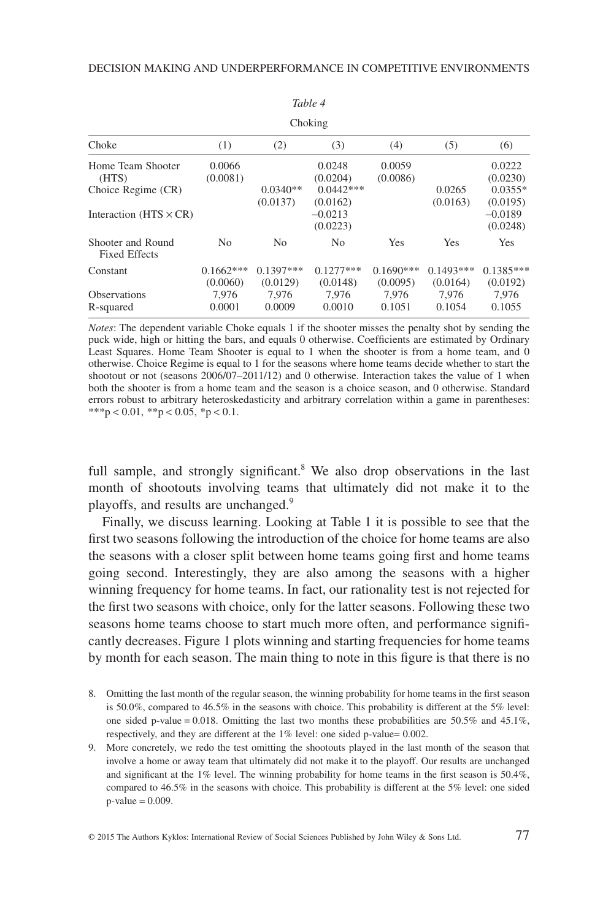*Table 4*

Choking

| Choke | (1) | (2) | (3) | (4) | (5) | (6) |
|---|---|---|---|---|---|---|
| Home Team Shooter (HTS) | 0.0066 | | 0.0248 | 0.0059 | | 0.0222 |
| | (0.0081) | | (0.0204) | (0.0086) | | (0.0230) |
| Choice Regime (CR) | | 0.0340** | 0.0442*** | | 0.0265 | 0.0355* |
| | | (0.0137) | (0.0162) | | (0.0163) | (0.0195) |
| Interaction (HTS × CR) | | | −0.0213 | | | −0.0189 |
| | | | (0.0223) | | | (0.0248) |
| Shooter and Round Fixed Effects | No | No | No | Yes | Yes | Yes |
| Constant | 0.1662*** | 0.1397*** | 0.1277*** | 0.1690*** | 0.1493*** | 0.1385*** |
| | (0.0060) | (0.0129) | (0.0148) | (0.0095) | (0.0164) | (0.0192) |
| Observations | 7,976 | 7,976 | 7,976 | 7,976 | 7,976 | 7,976 |
| R-squared | 0.0001 | 0.0009 | 0.0010 | 0.1051 | 0.1054 | 0.1055 |

*Notes*: The dependent variable Choke equals 1 if the shooter misses the penalty shot by sending the puck wide, high or hitting the bars, and equals 0 otherwise. Coefficients are estimated by Ordinary Least Squares. Home Team Shooter is equal to 1 when the shooter is from a home team, and 0 otherwise. Choice Regime is equal to 1 for the seasons where home teams decide whether to start the shootout or not (seasons 2006/07–2011/12) and 0 otherwise. Interaction takes the value of 1 when both the shooter is from a home team and the season is a choice season, and 0 otherwise. Standard errors robust to arbitrary heteroskedasticity and arbitrary correlation within a game in parentheses: ***$p < 0.01$, **$p < 0.05$, *$p < 0.1$.

full sample, and strongly significant.[8] We also drop observations in the last month of shootouts involving teams that ultimately did not make it to the playoffs, and results are unchanged.[9]

Finally, we discuss learning. Looking at Table 1 it is possible to see that the first two seasons following the introduction of the choice for home teams are also the seasons with a closer split between home teams going first and home teams going second. Interestingly, they are also among the seasons with a higher winning frequency for home teams. In fact, our rationality test is not rejected for the first two seasons with choice, only for the latter seasons. Following these two seasons home teams choose to start much more often, and performance significantly decreases. Figure 1 plots winning and starting frequencies for home teams by month for each season. The main thing to note in this figure is that there is no

8. Omitting the last month of the regular season, the winning probability for home teams in the first season is 50.0%, compared to 46.5% in the seasons with choice. This probability is different at the 5% level: one sided p-value = 0.018. Omitting the last two months these probabilities are 50.5% and 45.1%, respectively, and they are different at the 1% level: one sided p-value= 0.002.

9. More concretely, we redo the test omitting the shootouts played in the last month of the season that involve a home or away team that ultimately did not make it to the playoff. Our results are unchanged and significant at the 1% level. The winning probability for home teams in the first season is 50.4%, compared to 46.5% in the seasons with choice. This probability is different at the 5% level: one sided p-value = 0.009.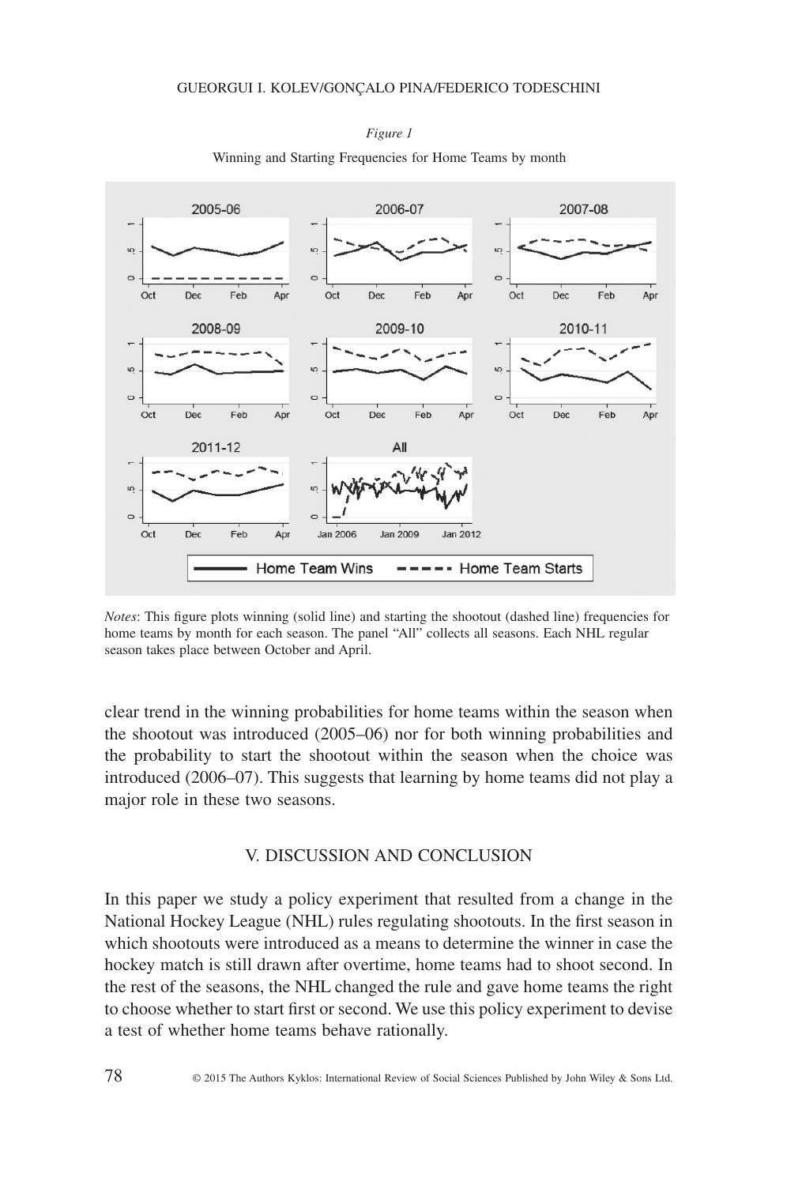*Figure 1*

Winning and Starting Frequencies for Home Teams by month

*Notes*: This figure plots winning (solid line) and starting the shootout (dashed line) frequencies for home teams by month for each season. The panel "All" collects all seasons. Each NHL regular season takes place between October and April.

clear trend in the winning probabilities for home teams within the season when the shootout was introduced (2005–06) nor for both winning probabilities and the probability to start the shootout within the season when the choice was introduced (2006–07). This suggests that learning by home teams did not play a major role in these two seasons.

## V. DISCUSSION AND CONCLUSION

In this paper we study a policy experiment that resulted from a change in the National Hockey League (NHL) rules regulating shootouts. In the first season in which shootouts were introduced as a means to determine the winner in case the hockey match is still drawn after overtime, home teams had to shoot second. In the rest of the seasons, the NHL changed the rule and gave home teams the right to choose whether to start first or second. We use this policy experiment to devise a test of whether home teams behave rationally.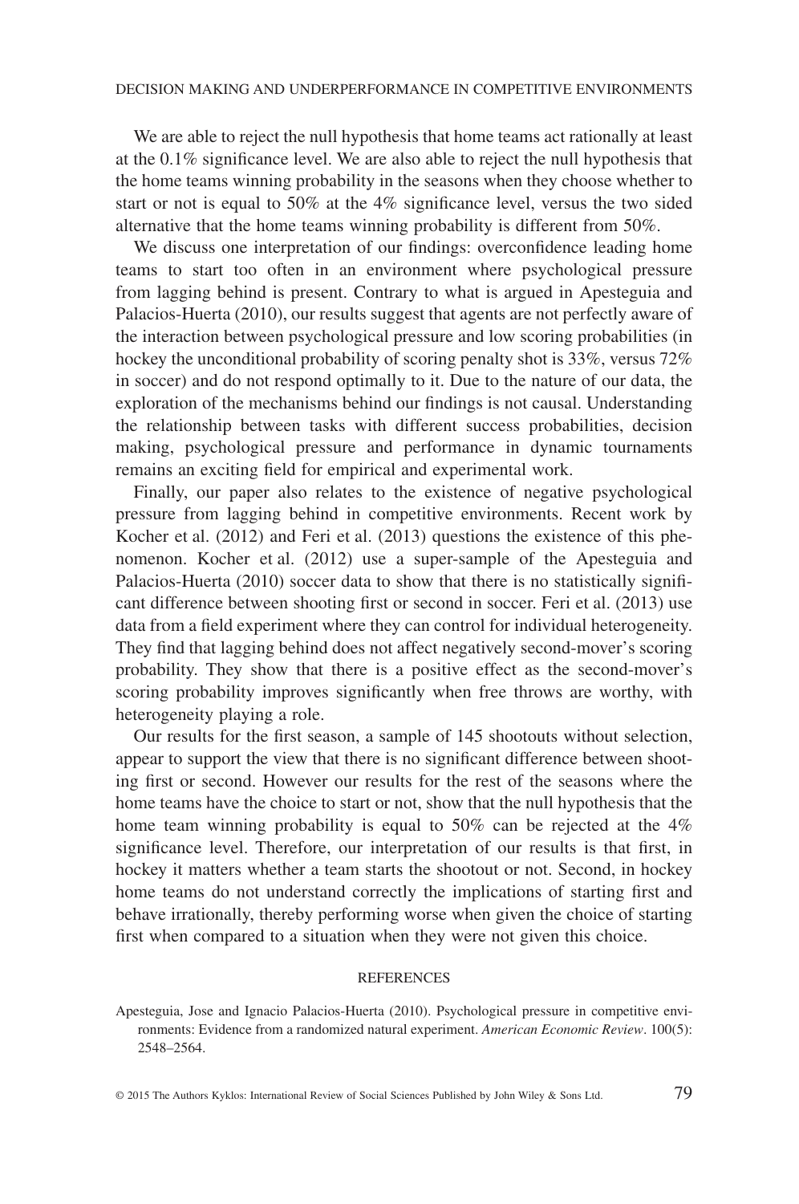We are able to reject the null hypothesis that home teams act rationally at least at the 0.1% significance level. We are also able to reject the null hypothesis that the home teams winning probability in the seasons when they choose whether to start or not is equal to 50% at the 4% significance level, versus the two sided alternative that the home teams winning probability is different from 50%.

We discuss one interpretation of our findings: overconfidence leading home teams to start too often in an environment where psychological pressure from lagging behind is present. Contrary to what is argued in Apesteguia and Palacios-Huerta (2010), our results suggest that agents are not perfectly aware of the interaction between psychological pressure and low scoring probabilities (in hockey the unconditional probability of scoring penalty shot is 33%, versus 72% in soccer) and do not respond optimally to it. Due to the nature of our data, the exploration of the mechanisms behind our findings is not causal. Understanding the relationship between tasks with different success probabilities, decision making, psychological pressure and performance in dynamic tournaments remains an exciting field for empirical and experimental work.

Finally, our paper also relates to the existence of negative psychological pressure from lagging behind in competitive environments. Recent work by Kocher et al. (2012) and Feri et al. (2013) questions the existence of this phenomenon. Kocher et al. (2012) use a super-sample of the Apesteguia and Palacios-Huerta (2010) soccer data to show that there is no statistically significant difference between shooting first or second in soccer. Feri et al. (2013) use data from a field experiment where they can control for individual heterogeneity. They find that lagging behind does not affect negatively second-mover's scoring probability. They show that there is a positive effect as the second-mover's scoring probability improves significantly when free throws are worthy, with heterogeneity playing a role.

Our results for the first season, a sample of 145 shootouts without selection, appear to support the view that there is no significant difference between shooting first or second. However our results for the rest of the seasons where the home teams have the choice to start or not, show that the null hypothesis that the home team winning probability is equal to 50% can be rejected at the 4% significance level. Therefore, our interpretation of our results is that first, in hockey it matters whether a team starts the shootout or not. Second, in hockey home teams do not understand correctly the implications of starting first and behave irrationally, thereby performing worse when given the choice of starting first when compared to a situation when they were not given this choice.

## REFERENCES

Apesteguia, Jose and Ignacio Palacios-Huerta (2010). Psychological pressure in competitive environments: Evidence from a randomized natural experiment. *American Economic Review*. 100(5): 2548–2564.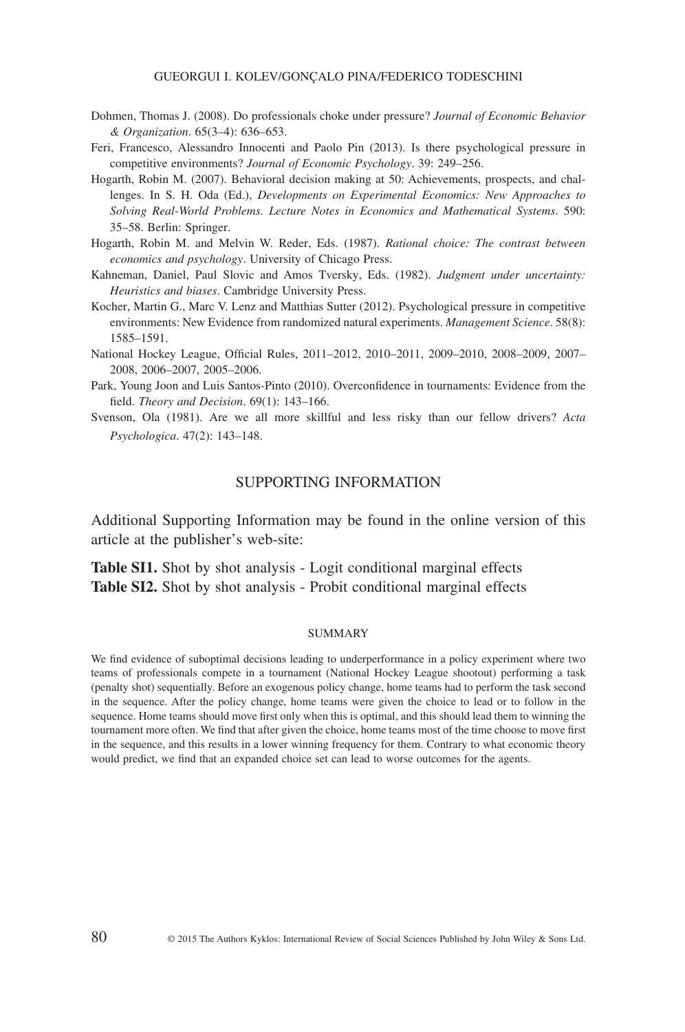Dohmen, Thomas J. (2008). Do professionals choke under pressure? *Journal of Economic Behavior & Organization*. 65(3–4): 636–653.

Feri, Francesco, Alessandro Innocenti and Paolo Pin (2013). Is there psychological pressure in competitive environments? *Journal of Economic Psychology*. 39: 249–256.

Hogarth, Robin M. (2007). Behavioral decision making at 50: Achievements, prospects, and challenges. In S. H. Oda (Ed.), *Developments on Experimental Economics: New Approaches to Solving Real-World Problems. Lecture Notes in Economics and Mathematical Systems*. 590: 35–58. Berlin: Springer.

Hogarth, Robin M. and Melvin W. Reder, Eds. (1987). *Rational choice: The contrast between economics and psychology*. University of Chicago Press.

Kahneman, Daniel, Paul Slovic and Amos Tversky, Eds. (1982). *Judgment under uncertainty: Heuristics and biases*. Cambridge University Press.

Kocher, Martin G., Marc V. Lenz and Matthias Sutter (2012). Psychological pressure in competitive environments: New Evidence from randomized natural experiments. *Management Science*. 58(8): 1585–1591.

National Hockey League, Official Rules, 2011–2012, 2010–2011, 2009–2010, 2008–2009, 2007–2008, 2006–2007, 2005–2006.

Park, Young Joon and Luis Santos-Pinto (2010). Overconfidence in tournaments: Evidence from the field. *Theory and Decision*. 69(1): 143–166.

Svenson, Ola (1981). Are we all more skillful and less risky than our fellow drivers? *Acta Psychologica*. 47(2): 143–148.

## SUPPORTING INFORMATION

Additional Supporting Information may be found in the online version of this article at the publisher's web-site:

**Table SI1.** Shot by shot analysis - Logit conditional marginal effects
**Table SI2.** Shot by shot analysis - Probit conditional marginal effects

### SUMMARY

We find evidence of suboptimal decisions leading to underperformance in a policy experiment where two teams of professionals compete in a tournament (National Hockey League shootout) performing a task (penalty shot) sequentially. Before an exogenous policy change, home teams had to perform the task second in the sequence. After the policy change, home teams were given the choice to lead or to follow in the sequence. Home teams should move first only when this is optimal, and this should lead them to winning the tournament more often. We find that after given the choice, home teams most of the time choose to move first in the sequence, and this results in a lower winning frequency for them. Contrary to what economic theory would predict, we find that an expanded choice set can lead to worse outcomes for the agents.